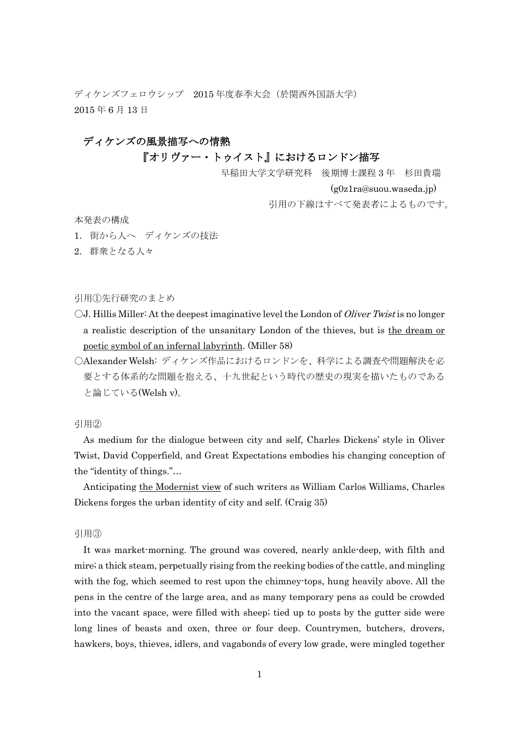ディケンズフェロウシップ　2015 年度春季大会（於関西外国語大学）
2015 年 6 月 13 日

## ディケンズの風景描写への情熱
## 『オリヴァー・トゥイスト』におけるロンドン描写

早稲田大学文学研究科　後期博士課程 3 年　杉田貴瑞
(g0z1ra@suou.waseda.jp)

引用の下線はすべて発表者によるものです。

本発表の構成

1. 街から人へ　ディケンズの技法
2. 群衆となる人々

引用①先行研究のまとめ

○J. Hillis Miller: At the deepest imaginative level the London of *Oliver Twist* is no longer a realistic description of the unsanitary London of the thieves, but is <u>the dream or poetic symbol of an infernal labyrinth</u>. (Miller 58)

○Alexander Welsh: ディケンズ作品におけるロンドンを、科学による調査や問題解決を必要とする体系的な問題を抱える、十九世紀という時代の歴史の現実を描いたものであると論じている(Welsh v)。

引用②

As medium for the dialogue between city and self, Charles Dickens' style in Oliver Twist, David Copperfield, and Great Expectations embodies his changing conception of the "identity of things."…

Anticipating <u>the Modernist view</u> of such writers as William Carlos Williams, Charles Dickens forges the urban identity of city and self. (Craig 35)

引用③

It was market-morning. The ground was covered, nearly ankle-deep, with filth and mire; a thick steam, perpetually rising from the reeking bodies of the cattle, and mingling with the fog, which seemed to rest upon the chimney-tops, hung heavily above. All the pens in the centre of the large area, and as many temporary pens as could be crowded into the vacant space, were filled with sheep; tied up to posts by the gutter side were long lines of beasts and oxen, three or four deep. Countrymen, butchers, drovers, hawkers, boys, thieves, idlers, and vagabonds of every low grade, were mingled together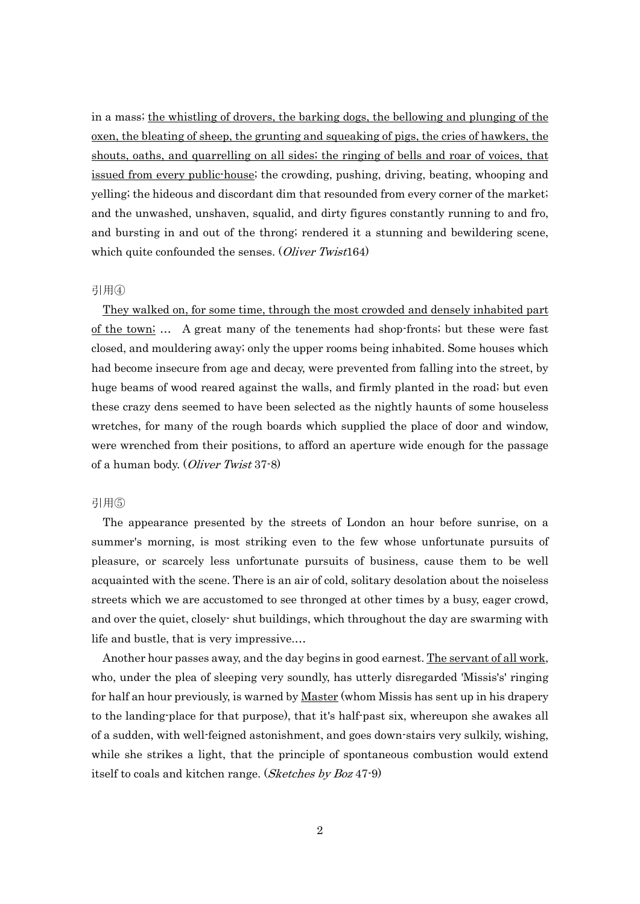in a mass; <u>the whistling of drovers, the barking dogs, the bellowing and plunging of the oxen, the bleating of sheep, the grunting and squeaking of pigs, the cries of hawkers, the shouts, oaths, and quarrelling on all sides; the ringing of bells and roar of voices, that issued from every public-house</u>; the crowding, pushing, driving, beating, whooping and yelling; the hideous and discordant dim that resounded from every corner of the market; and the unwashed, unshaven, squalid, and dirty figures constantly running to and fro, and bursting in and out of the throng; rendered it a stunning and bewildering scene, which quite confounded the senses. (*Oliver Twist*164)

引用④

<u>They walked on, for some time, through the most crowded and densely inhabited part of the town;</u> … A great many of the tenements had shop-fronts; but these were fast closed, and mouldering away; only the upper rooms being inhabited. Some houses which had become insecure from age and decay, were prevented from falling into the street, by huge beams of wood reared against the walls, and firmly planted in the road; but even these crazy dens seemed to have been selected as the nightly haunts of some houseless wretches, for many of the rough boards which supplied the place of door and window, were wrenched from their positions, to afford an aperture wide enough for the passage of a human body. (*Oliver Twist* 37-8)

引用⑤

The appearance presented by the streets of London an hour before sunrise, on a summer's morning, is most striking even to the few whose unfortunate pursuits of pleasure, or scarcely less unfortunate pursuits of business, cause them to be well acquainted with the scene. There is an air of cold, solitary desolation about the noiseless streets which we are accustomed to see thronged at other times by a busy, eager crowd, and over the quiet, closely- shut buildings, which throughout the day are swarming with life and bustle, that is very impressive.…

Another hour passes away, and the day begins in good earnest. <u>The servant of all work</u>, who, under the plea of sleeping very soundly, has utterly disregarded 'Missis's' ringing for half an hour previously, is warned by <u>Master</u> (whom Missis has sent up in his drapery to the landing-place for that purpose), that it's half-past six, whereupon she awakes all of a sudden, with well-feigned astonishment, and goes down-stairs very sulkily, wishing, while she strikes a light, that the principle of spontaneous combustion would extend itself to coals and kitchen range. (*Sketches by Boz* 47-9)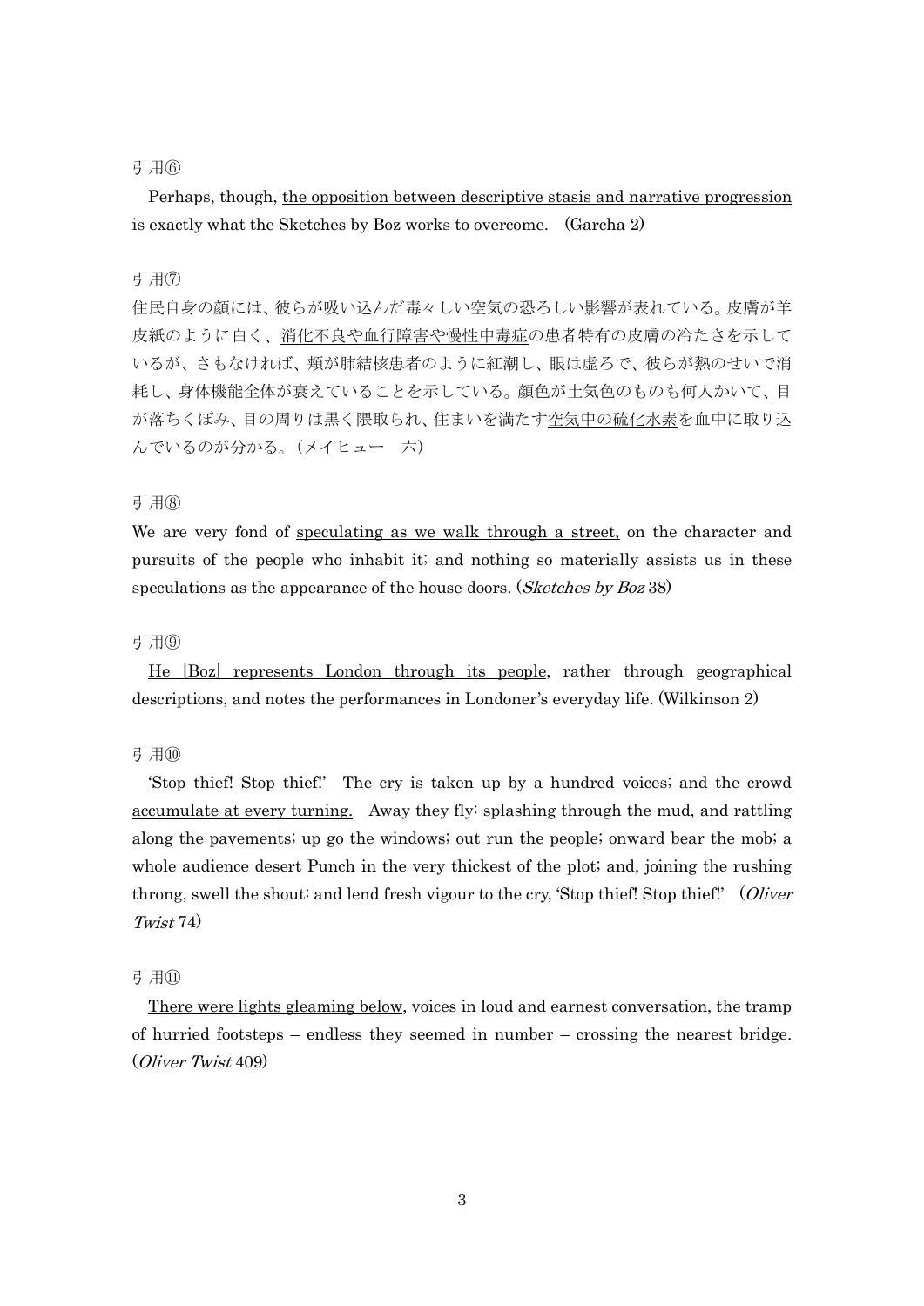引用⑥

Perhaps, though, <u>the opposition between descriptive stasis and narrative progression</u> is exactly what the Sketches by Boz works to overcome. (Garcha 2)

引用⑦

住民自身の顔には、彼らが吸い込んだ毒々しい空気の恐ろしい影響が表れている。皮膚が羊皮紙のように白く、<u>消化不良や血行障害や慢性中毒症</u>の患者特有の皮膚の冷たさを示しているが、さもなければ、頬が肺結核患者のように紅潮し、眼は虚ろで、彼らが熱のせいで消耗し、身体機能全体が衰えていることを示している。顔色が土気色のものも何人かいて、目が落ちくぼみ、目の周りは黒く隈取られ、住まいを満たす<u>空気中の硫化水素</u>を血中に取り込んでいるのが分かる。(メイヒュー　六)

引用⑧

We are very fond of <u>speculating as we walk through a street,</u> on the character and pursuits of the people who inhabit it; and nothing so materially assists us in these speculations as the appearance of the house doors. (*Sketches by Boz* 38)

引用⑨

<u>He [Boz] represents London through its people</u>, rather through geographical descriptions, and notes the performances in Londoner's everyday life. (Wilkinson 2)

引用⑩

<u>'Stop thief! Stop thief!' The cry is taken up by a hundred voices; and the crowd accumulate at every turning.</u> Away they fly: splashing through the mud, and rattling along the pavements; up go the windows; out run the people; onward bear the mob; a whole audience desert Punch in the very thickest of the plot; and, joining the rushing throng, swell the shout: and lend fresh vigour to the cry, 'Stop thief! Stop thief!' (*Oliver Twist* 74)

引用⑪

<u>There were lights gleaming below</u>, voices in loud and earnest conversation, the tramp of hurried footsteps – endless they seemed in number – crossing the nearest bridge. (*Oliver Twist* 409)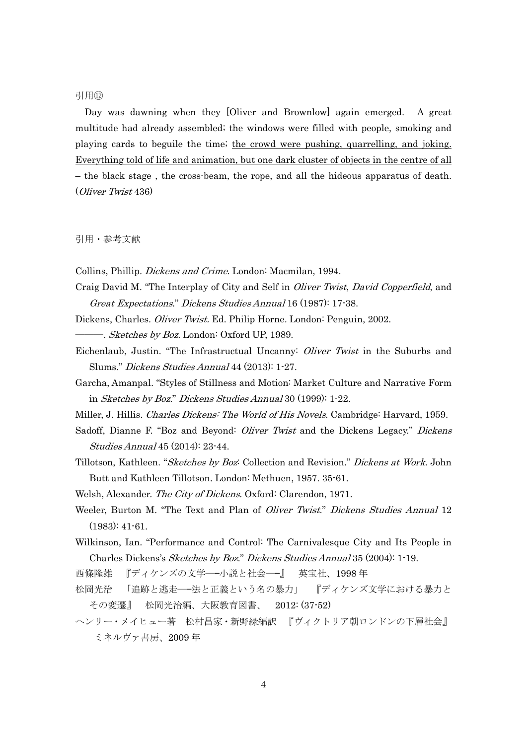引用⑫

Day was dawning when they [Oliver and Brownlow] again emerged. A great multitude had already assembled; the windows were filled with people, smoking and playing cards to beguile the time; <u>the crowd were pushing, quarrelling, and joking. Everything told of life and animation, but one dark cluster of objects in the centre of all</u> – the black stage , the cross-beam, the rope, and all the hideous apparatus of death. (*Oliver Twist* 436)

引用・参考文献

Collins, Phillip. *Dickens and Crime*. London: Macmilan, 1994.

Craig David M. "The Interplay of City and Self in *Oliver Twist*, *David Copperfield*, and *Great Expectations*." *Dickens Studies Annual* 16 (1987): 17-38.

Dickens, Charles. *Oliver Twist.* Ed. Philip Horne. London: Penguin, 2002.

———. *Sketches by Boz*. London: Oxford UP, 1989.

Eichenlaub, Justin. "The Infrastructual Uncanny: *Oliver Twist* in the Suburbs and Slums." *Dickens Studies Annual* 44 (2013): 1-27.

Garcha, Amanpal. "Styles of Stillness and Motion: Market Culture and Narrative Form in *Sketches by Boz*." *Dickens Studies Annual* 30 (1999): 1-22.

Miller, J. Hillis. *Charles Dickens: The World of His Novels*. Cambridge: Harvard, 1959.

Sadoff, Dianne F. "Boz and Beyond: *Oliver Twist* and the Dickens Legacy." *Dickens Studies Annual* 45 (2014): 23-44.

Tillotson, Kathleen. "*Sketches by Boz*: Collection and Revision." *Dickens at Work*. John Butt and Kathleen Tillotson. London: Methuen, 1957. 35-61.

Welsh, Alexander. *The City of Dickens*. Oxford: Clarendon, 1971.

Weeler, Burton M. "The Text and Plan of *Oliver Twist*." *Dickens Studies Annual* 12 (1983): 41-61.

Wilkinson, Ian. "Performance and Control: The Carnivalesque City and Its People in Charles Dickens's *Sketches by Boz*." *Dickens Studies Annual* 35 (2004): 1-19.

西條隆雄　『ディケンズの文学――小説と社会――』　英宝社、1998 年

松岡光治　「追跡と逃走――法と正義という名の暴力」　『ディケンズ文学における暴力とその変遷』　松岡光治編、大阪教育図書、　2012: (37-52)

ヘンリー・メイヒュー著　松村昌家・新野緑編訳　『ヴィクトリア朝ロンドンの下層社会』　ミネルヴァ書房、2009 年